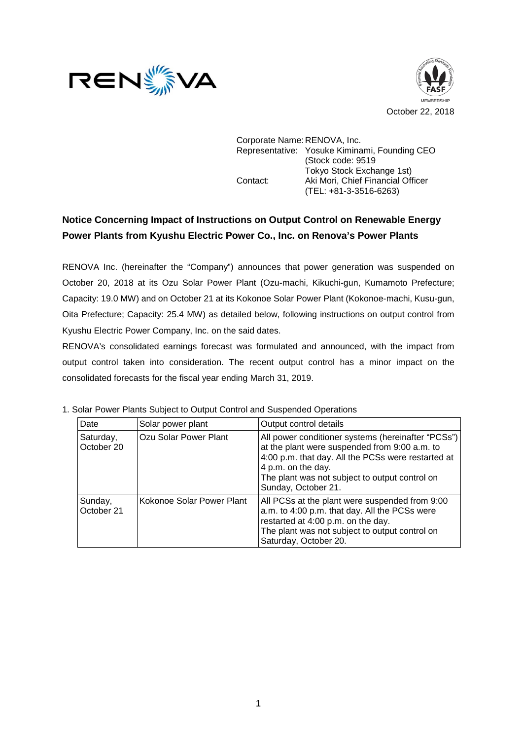October 22, 2018

Corporate Name: RENOVA, Inc.
Representative: Yosuke Kiminami, Founding CEO
(Stock code: 9519
Tokyo Stock Exchange 1st)
Contact: Aki Mori, Chief Financial Officer
(TEL: +81-3-3516-6263)

## Notice Concerning Impact of Instructions on Output Control on Renewable Energy Power Plants from Kyushu Electric Power Co., Inc. on Renova's Power Plants

RENOVA Inc. (hereinafter the "Company") announces that power generation was suspended on October 20, 2018 at its Ozu Solar Power Plant (Ozu-machi, Kikuchi-gun, Kumamoto Prefecture; Capacity: 19.0 MW) and on October 21 at its Kokonoe Solar Power Plant (Kokonoe-machi, Kusu-gun, Oita Prefecture; Capacity: 25.4 MW) as detailed below, following instructions on output control from Kyushu Electric Power Company, Inc. on the said dates.

RENOVA's consolidated earnings forecast was formulated and announced, with the impact from output control taken into consideration. The recent output control has a minor impact on the consolidated forecasts for the fiscal year ending March 31, 2019.

1. Solar Power Plants Subject to Output Control and Suspended Operations

| Date | Solar power plant | Output control details |
|---|---|---|
| Saturday, October 20 | Ozu Solar Power Plant | All power conditioner systems (hereinafter "PCSs") at the plant were suspended from 9:00 a.m. to 4:00 p.m. that day. All the PCSs were restarted at 4 p.m. on the day. The plant was not subject to output control on Sunday, October 21. |
| Sunday, October 21 | Kokonoe Solar Power Plant | All PCSs at the plant were suspended from 9:00 a.m. to 4:00 p.m. that day. All the PCSs were restarted at 4:00 p.m. on the day. The plant was not subject to output control on Saturday, October 20. |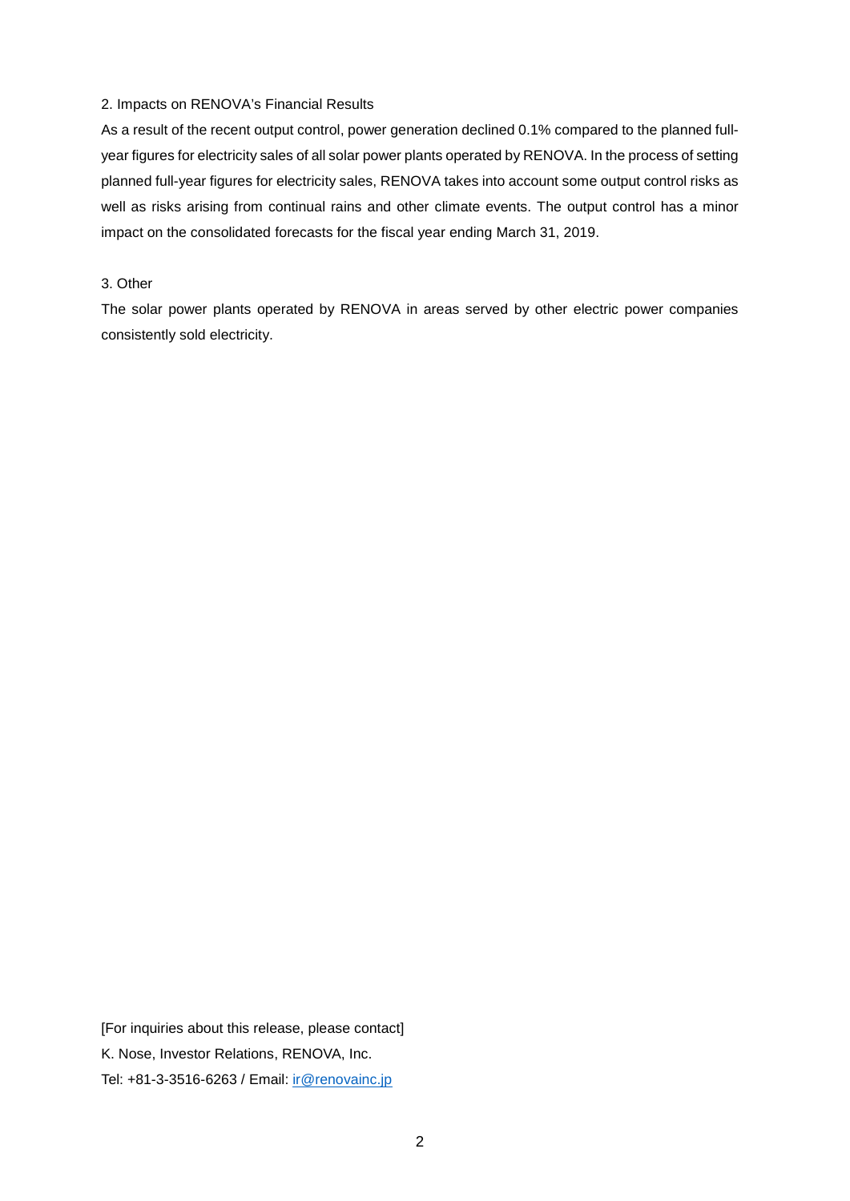## 2. Impacts on RENOVA's Financial Results

As a result of the recent output control, power generation declined 0.1% compared to the planned full-year figures for electricity sales of all solar power plants operated by RENOVA. In the process of setting planned full-year figures for electricity sales, RENOVA takes into account some output control risks as well as risks arising from continual rains and other climate events. The output control has a minor impact on the consolidated forecasts for the fiscal year ending March 31, 2019.

## 3. Other

The solar power plants operated by RENOVA in areas served by other electric power companies consistently sold electricity.

[For inquiries about this release, please contact]

K. Nose, Investor Relations, RENOVA, Inc.

Tel: +81-3-3516-6263 / Email: ir@renovainc.jp